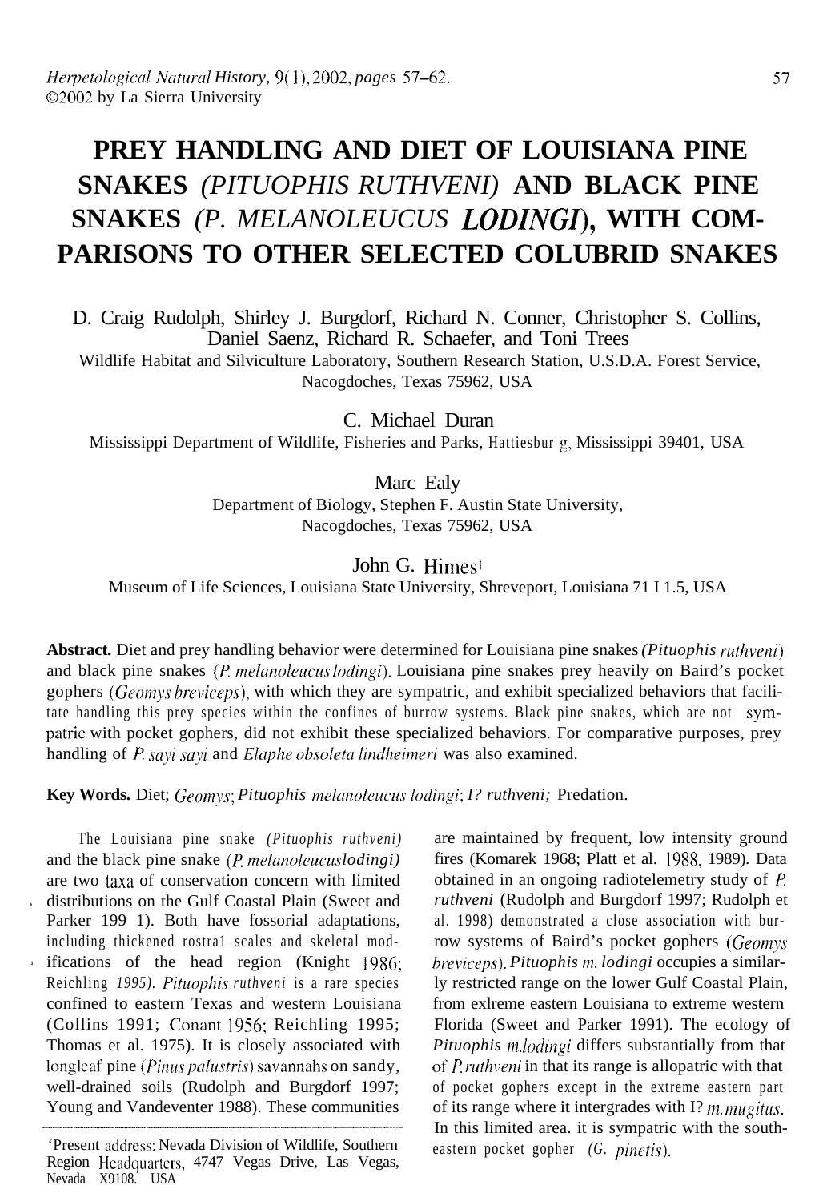# PREY HANDLING AND DIET OF LOUISIANA PINE SNAKES *(PITUOPHIS RUTHVENI)* AND BLACK PINE SNAKES *(P. MELANOLEUCUS LODINGI)*, WITH COMPARISONS TO OTHER SELECTED COLUBRID SNAKES

D. Craig Rudolph, Shirley J. Burgdorf, Richard N. Conner, Christopher S. Collins, Daniel Saenz, Richard R. Schaefer, and Toni Trees
Wildlife Habitat and Silviculture Laboratory, Southern Research Station, U.S.D.A. Forest Service, Nacogdoches, Texas 75962, USA

C. Michael Duran
Mississippi Department of Wildlife, Fisheries and Parks, Hattiesburg, Mississippi 39401, USA

Marc Ealy
Department of Biology, Stephen F. Austin State University, Nacogdoches, Texas 75962, USA

John G. Himes[1]
Museum of Life Sciences, Louisiana State University, Shreveport, Louisiana 71 I 1.5, USA

**Abstract.** Diet and prey handling behavior were determined for Louisiana pine snakes *(Pituophis ruthveni)* and black pine snakes *(P. melanoleucus lodingi)*. Louisiana pine snakes prey heavily on Baird's pocket gophers *(Geomys breviceps)*, with which they are sympatric, and exhibit specialized behaviors that facilitate handling this prey species within the confines of burrow systems. Black pine snakes, which are not sympatric with pocket gophers, did not exhibit these specialized behaviors. For comparative purposes, prey handling of *P. sayi sayi* and *Elaphe obsoleta lindheimeri* was also examined.

**Key Words.** Diet; *Geomys*; *Pituophis melanoleucus lodingi*; *I? ruthveni;* Predation.

The Louisiana pine snake *(Pituophis ruthveni)* and the black pine snake *(P. melanoleucus lodingi)* are two taxa of conservation concern with limited distributions on the Gulf Coastal Plain (Sweet and Parker 199 1). Both have fossorial adaptations, including thickened rostra1 scales and skeletal modifications of the head region (Knight 1986; Reichling 1995). *Pituophis ruthveni* is a rare species confined to eastern Texas and western Louisiana (Collins 1991; Conant 1956; Reichling 1995; Thomas et al. 1975). It is closely associated with longleaf pine *(Pinus palustris)* savannahs on sandy, well-drained soils (Rudolph and Burgdorf 1997; Young and Vandeventer 1988). These communities are maintained by frequent, low intensity ground fires (Komarek 1968; Platt et al. 1988, 1989). Data obtained in an ongoing radiotelemetry study of *P. ruthveni* (Rudolph and Burgdorf 1997; Rudolph et al. 1998) demonstrated a close association with burrow systems of Baird's pocket gophers *(Geomys breviceps)*. *Pituophis m. lodingi* occupies a similarly restricted range on the lower Gulf Coastal Plain, from exlreme eastern Louisiana to extreme western Florida (Sweet and Parker 1991). The ecology of *Pituophis m.lodingi* differs substantially from that of *P. ruthveni* in that its range is allopatric with that of pocket gophers except in the extreme eastern part of its range where it intergrades with I? *m. mugitus*. In this limited area. it is sympatric with the southeastern pocket gopher *(G. pinetis)*.

[1]Present address: Nevada Division of Wildlife, Southern Region Headquarters, 4747 Vegas Drive, Las Vegas, Nevada X9108. USA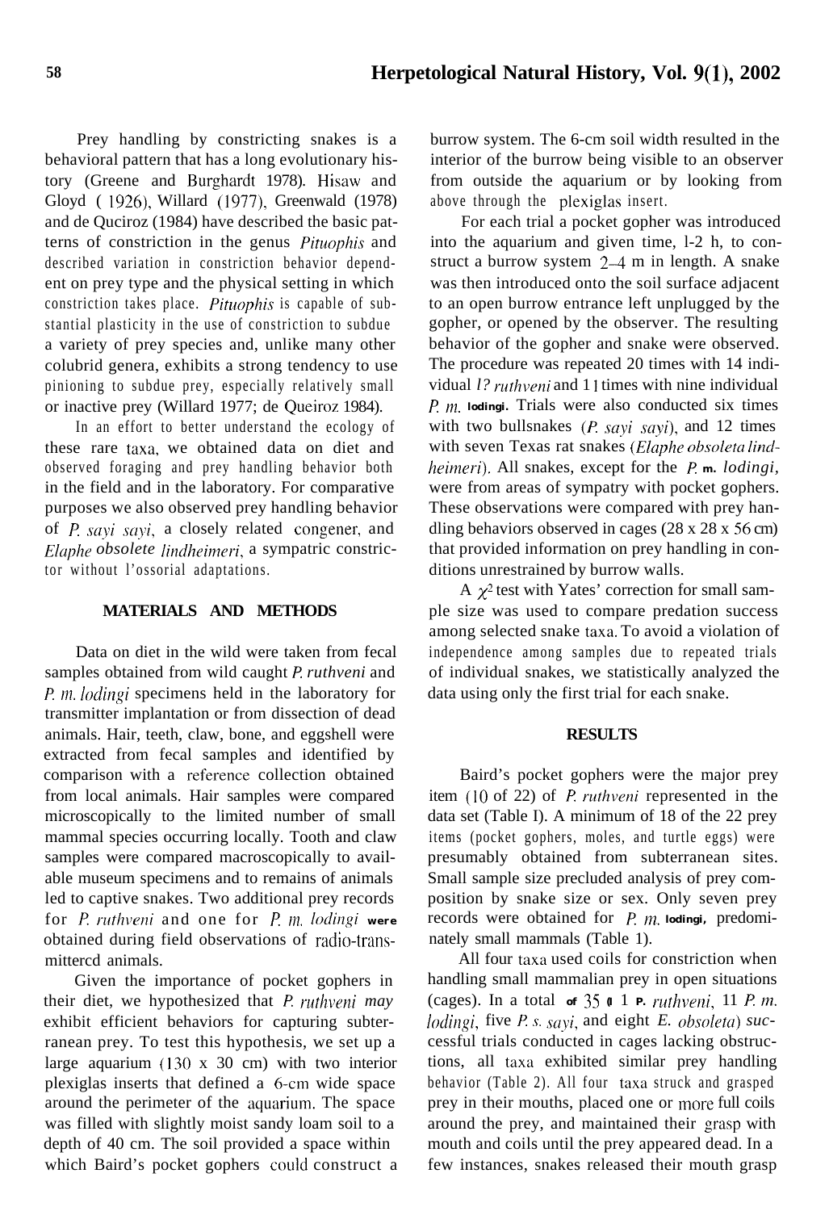Prey handling by constricting snakes is a behavioral pattern that has a long evolutionary history (Greene and Burghardt 1978). Hisaw and Gloyd (1926), Willard (1977), Greenwald (1978) and de Quciroz (1984) have described the basic patterns of constriction in the genus *Pituophis* and described variation in constriction behavior dependent on prey type and the physical setting in which constriction takes place. *Pituophis* is capable of substantial plasticity in the use of constriction to subdue a variety of prey species and, unlike many other colubrid genera, exhibits a strong tendency to use pinioning to subdue prey, especially relatively small or inactive prey (Willard 1977; de Queiroz 1984).

In an effort to better understand the ecology of these rare taxa, we obtained data on diet and observed foraging and prey handling behavior both in the field and in the laboratory. For comparative purposes we also observed prey handling behavior of *P. sayi sayi*, a closely related congener, and *Elaphe obsolete lindheimeri*, a sympatric constrictor without l'ossorial adaptations.

## MATERIALS AND METHODS

Data on diet in the wild were taken from fecal samples obtained from wild caught *P. ruthveni* and *P. m. lodingi* specimens held in the laboratory for transmitter implantation or from dissection of dead animals. Hair, teeth, claw, bone, and eggshell were extracted from fecal samples and identified by comparison with a reference collection obtained from local animals. Hair samples were compared microscopically to the limited number of small mammal species occurring locally. Tooth and claw samples were compared macroscopically to available museum specimens and to remains of animals led to captive snakes. Two additional prey records for *P. ruthveni* and one for *P. m. lodingi* were obtained during field observations of radio-transmittercd animals.

Given the importance of pocket gophers in their diet, we hypothesized that *P. ruthveni may* exhibit efficient behaviors for capturing subterranean prey. To test this hypothesis, we set up a large aquarium (130 x 30 cm) with two interior plexiglas inserts that defined a 6-cm wide space around the perimeter of the aquarium. The space was filled with slightly moist sandy loam soil to a depth of 40 cm. The soil provided a space within which Baird's pocket gophers could construct a burrow system. The 6-cm soil width resulted in the interior of the burrow being visible to an observer from outside the aquarium or by looking from above through the plexiglas insert.

For each trial a pocket gopher was introduced into the aquarium and given time, l-2 h, to construct a burrow system 2–4 m in length. A snake was then introduced onto the soil surface adjacent to an open burrow entrance left unplugged by the gopher, or opened by the observer. The resulting behavior of the gopher and snake were observed. The procedure was repeated 20 times with 14 individual *P. ruthveni* and 11 times with nine individual *P. m. lodingi*. Trials were also conducted six times with two bullsnakes (*P. sayi sayi*), and 12 times with seven Texas rat snakes (*Elaphe obsoleta lindheimeri*). All snakes, except for the *P. m. lodingi*, were from areas of sympatry with pocket gophers. These observations were compared with prey handling behaviors observed in cages (28 x 28 x 56 cm) that provided information on prey handling in conditions unrestrained by burrow walls.

A $\chi^2$ test with Yates' correction for small sample size was used to compare predation success among selected snake taxa. To avoid a violation of independence among samples due to repeated trials of individual snakes, we statistically analyzed the data using only the first trial for each snake.

## RESULTS

Baird's pocket gophers were the major prey item (10 of 22) of *P. ruthveni* represented in the data set (Table I). A minimum of 18 of the 22 prey items (pocket gophers, moles, and turtle eggs) were presumably obtained from subterranean sites. Small sample size precluded analysis of prey composition by snake size or sex. Only seven prey records were obtained for *P. m. lodingi*, predominately small mammals (Table 1).

All four taxa used coils for constriction when handling small mammalian prey in open situations (cages). In a total of 35 (1 *P. ruthveni*, 11 *P. m. lodingi*, five *P. s. sayi*, and eight *E. obsoleta*) successful trials conducted in cages lacking obstructions, all taxa exhibited similar prey handling behavior (Table 2). All four taxa struck and grasped prey in their mouths, placed one or more full coils around the prey, and maintained their grasp with mouth and coils until the prey appeared dead. In a few instances, snakes released their mouth grasp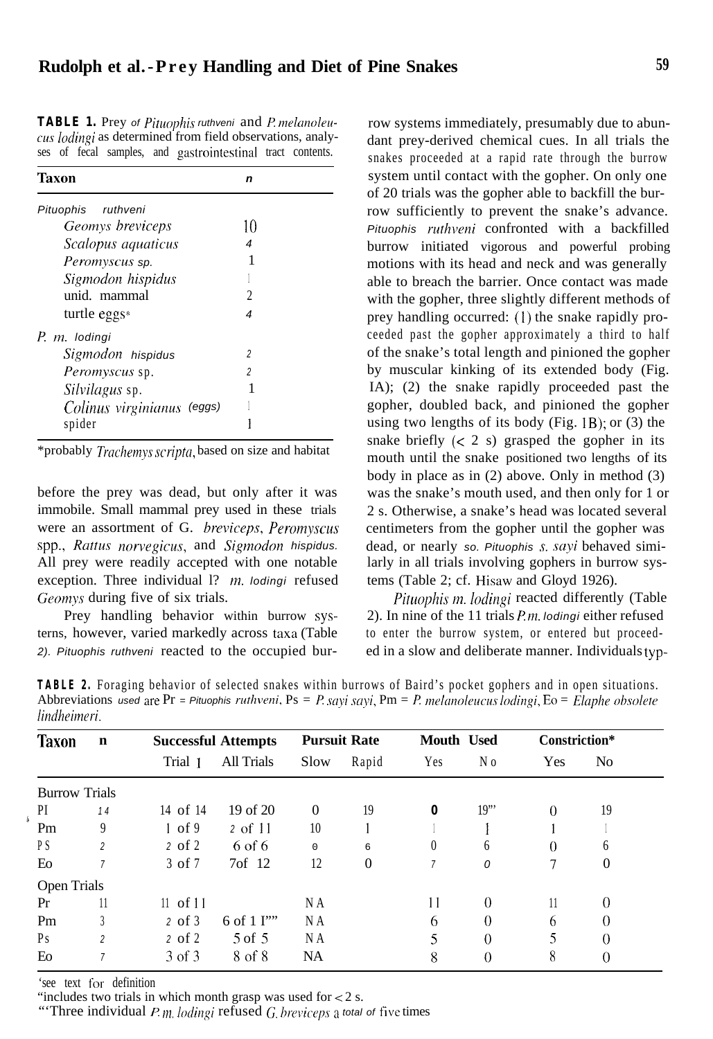**TABLE 1.** Prey of *Pituophis ruthveni* and *P. melanoleucus lodingi* as determined from field observations, analyses of fecal samples, and gastrointestinal tract contents.

| Taxon | n |
|---|---|
| *Pituophis ruthveni* | |
| *Geomys breviceps* | 10 |
| *Scalopus aquaticus* | 4 |
| *Peromyscus* sp. | 1 |
| *Sigmodon hispidus* | 1 |
| unid. mammal | 2 |
| turtle eggs* | 4 |
| *P. m. lodingi* | |
| *Sigmodon hispidus* | 2 |
| *Peromyscus* sp. | 2 |
| *Silvilagus* sp. | 1 |
| *Colinus virginianus* (eggs) | 1 |
| spider | 1 |

*probably *Trachemys scripta*, based on size and habitat

before the prey was dead, but only after it was immobile. Small mammal prey used in these trials were an assortment of *G. breviceps*, *Peromyscus* spp., *Rattus norvegicus*, and *Sigmodon hispidus*. All prey were readily accepted with one notable exception. Three individual *P. m. lodingi* refused *Geomys* during five of six trials.

Prey handling behavior within burrow systems, however, varied markedly across taxa (Table 2). *Pituophis ruthveni* reacted to the occupied burrow systems immediately, presumably due to abundant prey-derived chemical cues. In all trials the snakes proceeded at a rapid rate through the burrow system until contact with the gopher. On only one of 20 trials was the gopher able to backfill the burrow sufficiently to prevent the snake's advance. *Pituophis ruthveni* confronted with a backfilled burrow initiated vigorous and powerful probing motions with its head and neck and was generally able to breach the barrier. Once contact was made with the gopher, three slightly different methods of prey handling occurred: (1) the snake rapidly proceeded past the gopher approximately a third to half of the snake's total length and pinioned the gopher by muscular kinking of its extended body (Fig. 1A); (2) the snake rapidly proceeded past the gopher, doubled back, and pinioned the gopher using two lengths of its body (Fig. 1B); or (3) the snake briefly (< 2 s) grasped the gopher in its mouth until the snake positioned two lengths of its body in place as in (2) above. Only in method (3) was the snake's mouth used, and then only for 1 or 2 s. Otherwise, a snake's head was located several centimeters from the gopher until the gopher was dead, or nearly so. *Pituophis s. sayi* behaved similarly in all trials involving gophers in burrow systems (Table 2; cf. Hisaw and Gloyd 1926).

*Pituophis m. lodingi* reacted differently (Table 2). In nine of the 11 trials *P. m. lodingi* either refused to enter the burrow system, or entered but proceeded in a slow and deliberate manner. Individuals typ-

**TABLE 2.** Foraging behavior of selected snakes within burrows of Baird's pocket gophers and in open situations. Abbreviations used are Pr = *Pituophis ruthveni*, Ps = *P. sayi sayi*, Pm = *P. melanoleucus lodingi*, Eo = *Elaphe obsolete lindheimeri*.

| Taxon | n | Successful Attempts | | Pursuit Rate | | Mouth Used | | Constriction* | |
|---|---|---|---|---|---|---|---|---|---|
| | | Trial 1 | All Trials | Slow | Rapid | Yes | No | Yes | No |
| Burrow Trials | | | | | | | | | |
| Pr | 14 | 14 of 14 | 19 of 20 | 0 | 19 | 0 | 19** | 0 | 19 |
| Pm | 9 | 1 of 9 | 2 of 11 | 10 | 1 | 1 | 1 | 1 | 1 |
| Ps | 2 | 2 of 2 | 6 of 6 | 0 | 6 | 0 | 6 | 0 | 6 |
| Eo | 7 | 3 of 7 | 7 of 12 | 12 | 0 | 7 | 0 | 7 | 0 |
| Open Trials | | | | | | | | | |
| Pr | 11 | 11 of 11 | | NA | | 11 | 0 | 11 | 0 |
| Pm | 3 | 2 of 3 | 6 of 11*** | NA | | 6 | 0 | 6 | 0 |
| Ps | 2 | 2 of 2 | 5 of 5 | NA | | 5 | 0 | 5 | 0 |
| Eo | 7 | 3 of 3 | 8 of 8 | NA | | 8 | 0 | 8 | 0 |

*see text for definition

**includes two trials in which month grasp was used for < 2 s.

***Three individual *P. m. lodingi* refused *G. breviceps* a total of five times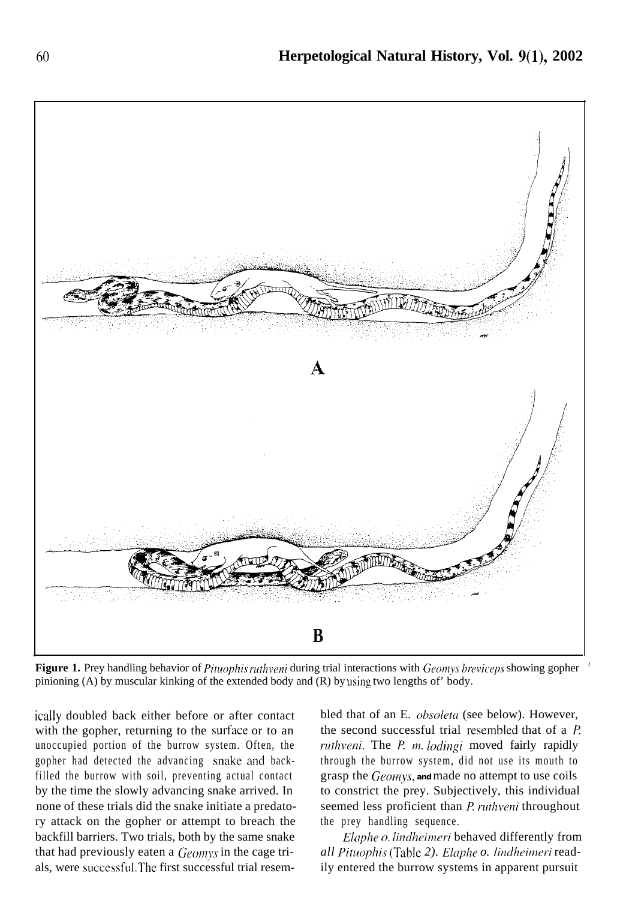**Figure 1.** Prey handling behavior of *Pituophis ruthveni* during trial interactions with *Geomys breviceps* showing gopher pinioning (A) by muscular kinking of the extended body and (B) by using two lengths of' body.

ically doubled back either before or after contact with the gopher, returning to the surface or to an unoccupied portion of the burrow system. Often, the gopher had detected the advancing snake and backfilled the burrow with soil, preventing actual contact by the time the slowly advancing snake arrived. In none of these trials did the snake initiate a predatory attack on the gopher or attempt to breach the backfill barriers. Two trials, both by the same snake that had previously eaten a *Geomys* in the cage trials, were successful. The first successful trial resembled that of an E. *obsoleta* (see below). However, the second successful trial resembled that of a *P. ruthveni*. The *P. m. lodingi* moved fairly rapidly through the burrow system, did not use its mouth to grasp the *Geomys*, and made no attempt to use coils to constrict the prey. Subjectively, this individual seemed less proficient than *P. ruthveni* throughout the prey handling sequence.

*Elaphe o. lindheimeri* behaved differently from all *Pituophis* (Table 2). *Elaphe o. lindheimeri* readily entered the burrow systems in apparent pursuit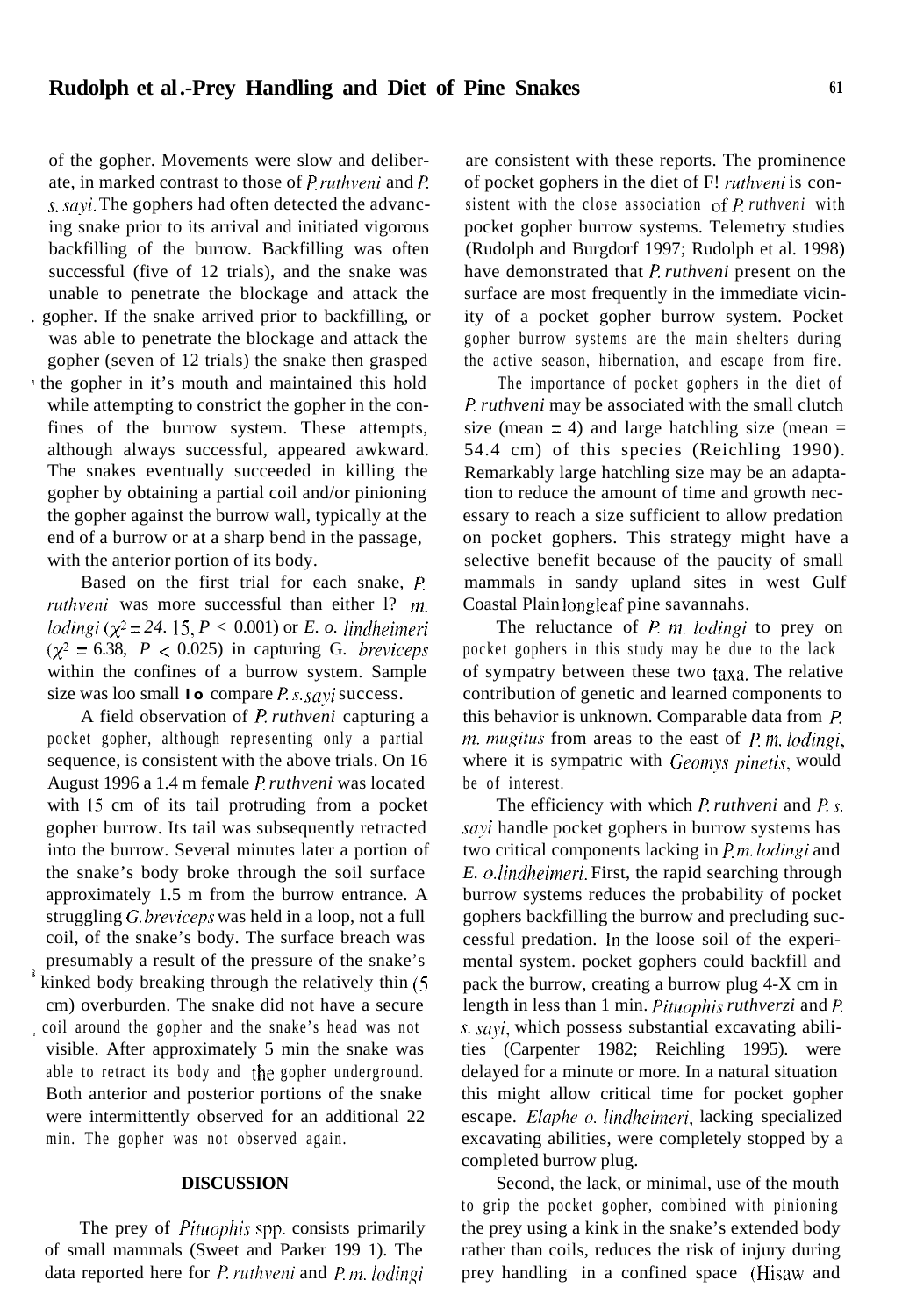of the gopher. Movements were slow and deliberate, in marked contrast to those of *P. ruthveni* and *P. s. sayi*. The gophers had often detected the advancing snake prior to its arrival and initiated vigorous backfilling of the burrow. Backfilling was often successful (five of 12 trials), and the snake was unable to penetrate the blockage and attack the gopher. If the snake arrived prior to backfilling, or was able to penetrate the blockage and attack the gopher (seven of 12 trials) the snake then grasped the gopher in it's mouth and maintained this hold while attempting to constrict the gopher in the confines of the burrow system. These attempts, although always successful, appeared awkward. The snakes eventually succeeded in killing the gopher by obtaining a partial coil and/or pinioning the gopher against the burrow wall, typically at the end of a burrow or at a sharp bend in the passage, with the anterior portion of its body.

Based on the first trial for each snake, *P. ruthveni* was more successful than either *P. m. lodingi* ($\chi^2 = 24.15$, $P < 0.001$) or *E. o. lindheimeri* ($\chi^2 = 6.38$, $P < 0.025$) in capturing *G. breviceps* within the confines of a burrow system. Sample size was too small to compare *P. s. sayi* success.

A field observation of *P. ruthveni* capturing a pocket gopher, although representing only a partial sequence, is consistent with the above trials. On 16 August 1996 a 1.4 m female *P. ruthveni* was located with 15 cm of its tail protruding from a pocket gopher burrow. Its tail was subsequently retracted into the burrow. Several minutes later a portion of the snake's body broke through the soil surface approximately 1.5 m from the burrow entrance. A struggling *G. breviceps* was held in a loop, not a full coil, of the snake's body. The surface breach was presumably a result of the pressure of the snake's kinked body breaking through the relatively thin (5 cm) overburden. The snake did not have a secure coil around the gopher and the snake's head was not visible. After approximately 5 min the snake was able to retract its body and the gopher underground. Both anterior and posterior portions of the snake were intermittently observed for an additional 22 min. The gopher was not observed again.

## DISCUSSION

The prey of *Pituophis* spp. consists primarily of small mammals (Sweet and Parker 1991). The data reported here for *P. ruthveni* and *P. m. lodingi* are consistent with these reports. The prominence of pocket gophers in the diet of *P. ruthveni* is consistent with the close association of *P. ruthveni* with pocket gopher burrow systems. Telemetry studies (Rudolph and Burgdorf 1997; Rudolph et al. 1998) have demonstrated that *P. ruthveni* present on the surface are most frequently in the immediate vicinity of a pocket gopher burrow system. Pocket gopher burrow systems are the main shelters during the active season, hibernation, and escape from fire.

The importance of pocket gophers in the diet of *P. ruthveni* may be associated with the small clutch size (mean = 4) and large hatchling size (mean = 54.4 cm) of this species (Reichling 1990). Remarkably large hatchling size may be an adaptation to reduce the amount of time and growth necessary to reach a size sufficient to allow predation on pocket gophers. This strategy might have a selective benefit because of the paucity of small mammals in sandy upland sites in west Gulf Coastal Plain longleaf pine savannahs.

The reluctance of *P. m. lodingi* to prey on pocket gophers in this study may be due to the lack of sympatry between these two taxa. The relative contribution of genetic and learned components to this behavior is unknown. Comparable data from *P. m. mugitus* from areas to the east of *P. m. lodingi*, where it is sympatric with *Geomys pinetis*, would be of interest.

The efficiency with which *P. ruthveni* and *P. s. sayi* handle pocket gophers in burrow systems has two critical components lacking in *P. m. lodingi* and *E. o. lindheimeri*. First, the rapid searching through burrow systems reduces the probability of pocket gophers backfilling the burrow and precluding successful predation. In the loose soil of the experimental system. pocket gophers could backfill and pack the burrow, creating a burrow plug 4-X cm in length in less than 1 min. *Pituophis ruthveni* and *P. s. sayi*, which possess substantial excavating abilities (Carpenter 1982; Reichling 1995). were delayed for a minute or more. In a natural situation this might allow critical time for pocket gopher escape. *Elaphe o. lindheimeri*, lacking specialized excavating abilities, were completely stopped by a completed burrow plug.

Second, the lack, or minimal, use of the mouth to grip the pocket gopher, combined with pinioning the prey using a kink in the snake's extended body rather than coils, reduces the risk of injury during prey handling in a confined space (Hisaw and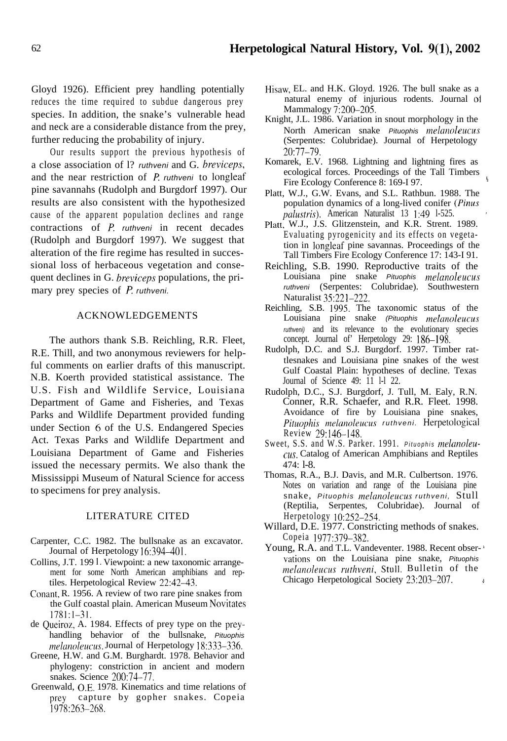Gloyd 1926). Efficient prey handling potentially reduces the time required to subdue dangerous prey species. In addition, the snake's vulnerable head and neck are a considerable distance from the prey, further reducing the probability of injury.

Our results support the previous hypothesis of a close association of *P. ruthveni* and *G. breviceps*, and the near restriction of *P. ruthveni* to longleaf pine savannahs (Rudolph and Burgdorf 1997). Our results are also consistent with the hypothesized cause of the apparent population declines and range contractions of *P. ruthveni* in recent decades (Rudolph and Burgdorf 1997). We suggest that alteration of the fire regime has resulted in successional loss of herbaceous vegetation and consequent declines in *G. breviceps* populations, the primary prey species of *P. ruthveni.*

## ACKNOWLEDGEMENTS

The authors thank S.B. Reichling, R.R. Fleet, R.E. Thill, and two anonymous reviewers for helpful comments on earlier drafts of this manuscript. N.B. Koerth provided statistical assistance. The U.S. Fish and Wildlife Service, Louisiana Department of Game and Fisheries, and Texas Parks and Wildlife Department provided funding under Section 6 of the U.S. Endangered Species Act. Texas Parks and Wildlife Department and Louisiana Department of Game and Fisheries issued the necessary permits. We also thank the Mississippi Museum of Natural Science for access to specimens for prey analysis.

## LITERATURE CITED

Carpenter, C.C. 1982. The bullsnake as an excavator. Journal of Herpetology 16:394–401.

Collins, J.T. 1991. Viewpoint: a new taxonomic arrangement for some North American amphibians and reptiles. Herpetological Review 22:42–43.

Conant, R. 1956. A review of two rare pine snakes from the Gulf coastal plain. American Museum Novitates 1781:1–31.

de Queiroz, A. 1984. Effects of prey type on the prey-handling behavior of the bullsnake, *Pituophis melanoleucus*. Journal of Herpetology 18:333–336.

Greene, H.W. and G.M. Burghardt. 1978. Behavior and phylogeny: constriction in ancient and modern snakes. Science 200:74–77.

Greenwald, O.E. 1978. Kinematics and time relations of prey capture by gopher snakes. Copeia 1978:263–268.

Hisaw, F.L. and H.K. Gloyd. 1926. The bull snake as a natural enemy of injurious rodents. Journal of Mammalogy 7:200–205.

Knight, J.L. 1986. Variation in snout morphology in the North American snake *Pituophis melanoleucus* (Serpentes: Colubridae). Journal of Herpetology 20:77–79.

Komarek, E.V. 1968. Lightning and lightning fires as ecological forces. Proceedings of the Tall Timbers Fire Ecology Conference 8: 169-197.

Platt, W.J., G.W. Evans, and S.L. Rathbun. 1988. The population dynamics of a long-lived conifer (*Pinus palustris*). American Naturalist 131:491-525.

Platt, W.J., J.S. Glitzenstein, and K.R. Strent. 1989. Evaluating pyrogenicity and its effects on vegetation in longleaf pine savannas. Proceedings of the Tall Timbers Fire Ecology Conference 17: 143-191.

Reichling, S.B. 1990. Reproductive traits of the Louisiana pine snake *Pituophis melanoleucus ruthveni* (Serpentes: Colubridae). Southwestern Naturalist 35:221–222.

Reichling, S.B. 1995. The taxonomic status of the Louisiana pine snake (*Pituophis melanoleucus ruthveni*) and its relevance to the evolutionary species concept. Journal of Herpetology 29: 186–198.

Rudolph, D.C. and S.J. Burgdorf. 1997. Timber rattlesnakes and Louisiana pine snakes of the west Gulf Coastal Plain: hypotheses of decline. Texas Journal of Science 49: 111-122.

Rudolph, D.C., S.J. Burgdorf, J. Tull, M. Ealy, R.N. Conner, R.R. Schaefer, and R.R. Fleet. 1998. Avoidance of fire by Louisiana pine snakes, *Pituophis melanoleucus ruthveni*. Herpetological Review 29:146–148.

Sweet, S.S. and W.S. Parker. 1991. *Pituophis melanoleucus*. Catalog of American Amphibians and Reptiles 474: 1-8.

Thomas, R.A., B.J. Davis, and M.R. Culbertson. 1976. Notes on variation and range of the Louisiana pine snake, *Pituophis melanoleucus ruthveni*, Stull (Reptilia, Serpentes, Colubridae). Journal of Herpetology 10:252–254.

Willard, D.E. 1977. Constricting methods of snakes. Copeia 1977:379–382.

Young, R.A. and T.L. Vandeventer. 1988. Recent observations on the Louisiana pine snake, *Pituophis melanoleucus ruthveni*, Stull. Bulletin of the Chicago Herpetological Society 23:203–207.